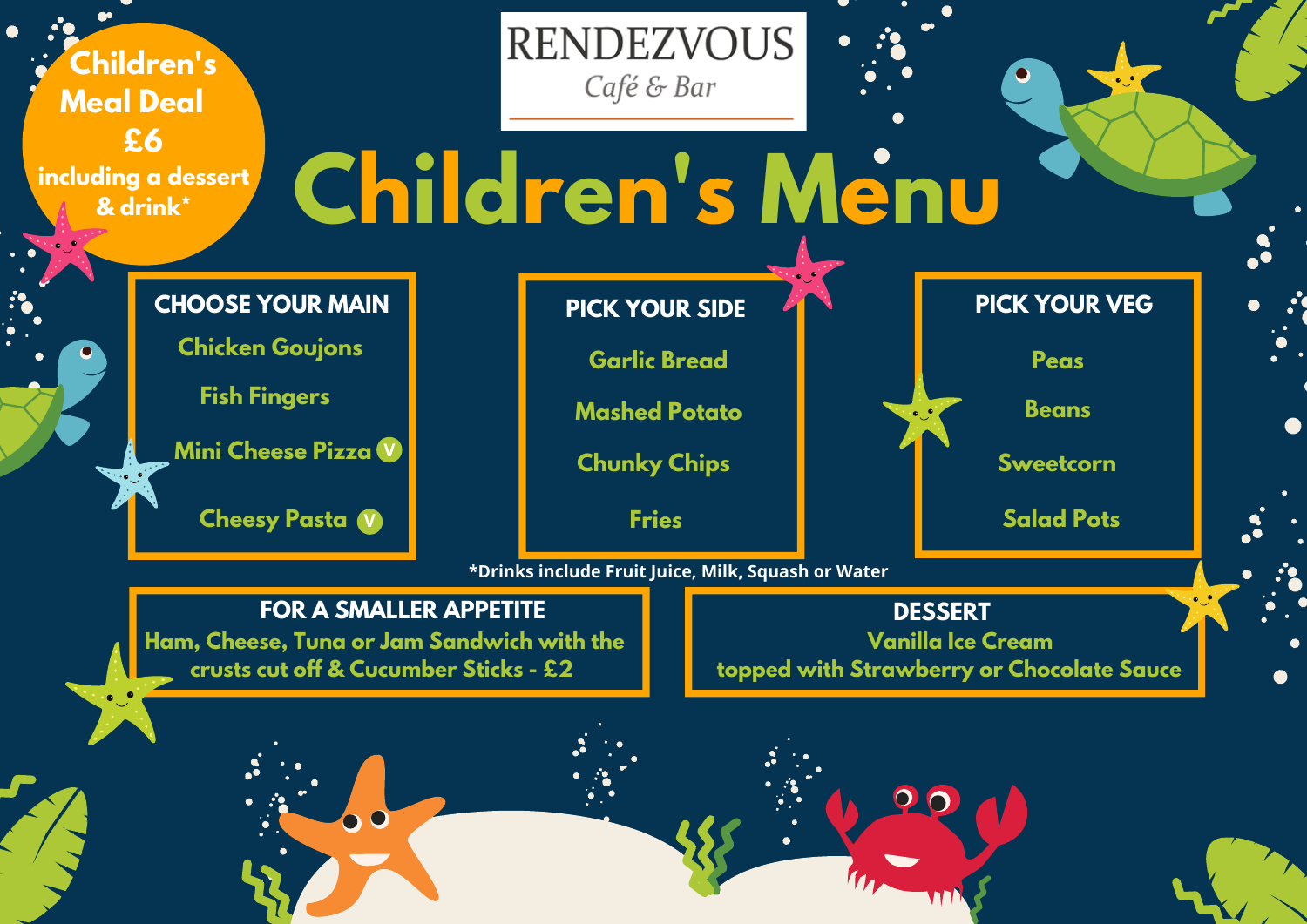RENDEZVOUS

*Café & Bar*

# Children's Menu

**Children's Meal Deal £6 including a dessert & drink***

## CHOOSE YOUR MAIN

- Chicken Goujons
- Fish Fingers
- Mini Cheese Pizza (V)
- Cheesy Pasta (V)

## PICK YOUR SIDE

- Garlic Bread
- Mashed Potato
- Chunky Chips
- Fries

## PICK YOUR VEG

- Peas
- Beans
- Sweetcorn
- Salad Pots

*Drinks include Fruit Juice, Milk, Squash or Water

## FOR A SMALLER APPETITE

Ham, Cheese, Tuna or Jam Sandwich with the crusts cut off & Cucumber Sticks - £2

## DESSERT

Vanilla Ice Cream topped with Strawberry or Chocolate Sauce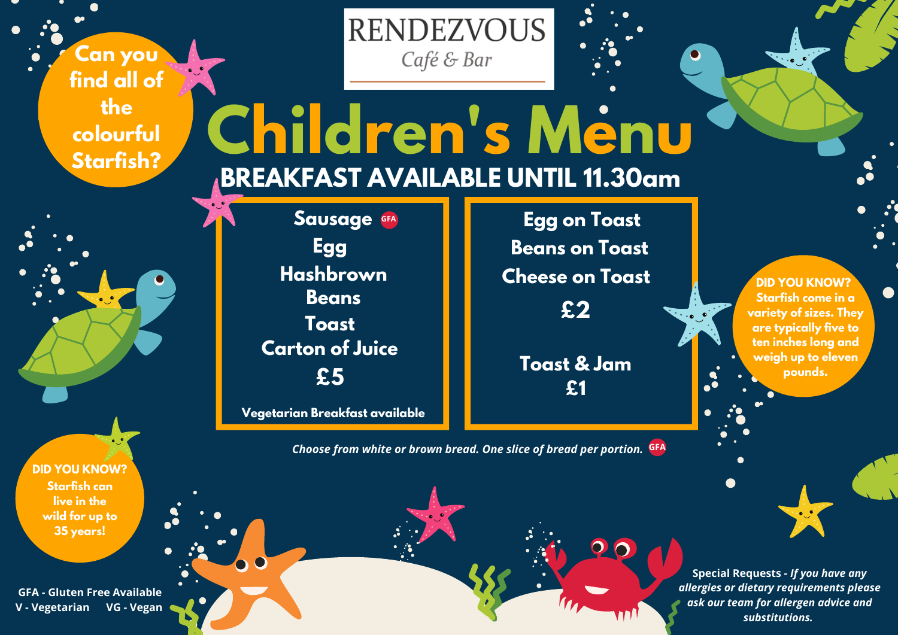RENDEZVOUS

Café & Bar

Can you find all of the colourful Starfish?

# Children's Menu

## BREAKFAST AVAILABLE UNTIL 11.30am

Sausage GFA
Egg
Hashbrown
Beans
Toast
Carton of Juice

**£5**

Vegetarian Breakfast available

Egg on Toast
Beans on Toast
Cheese on Toast

**£2**

Toast & Jam

**£1**

*Choose from white or brown bread. One slice of bread per portion.* GFA

**DID YOU KNOW?** Starfish come in a variety of sizes. They are typically five to ten inches long and weigh up to eleven pounds.

**DID YOU KNOW?** Starfish can live in the wild for up to 35 years!

GFA - Gluten Free Available
V - Vegetarian VG - Vegan

**Special Requests** - *If you have any allergies or dietary requirements please ask our team for allergen advice and substitutions.*